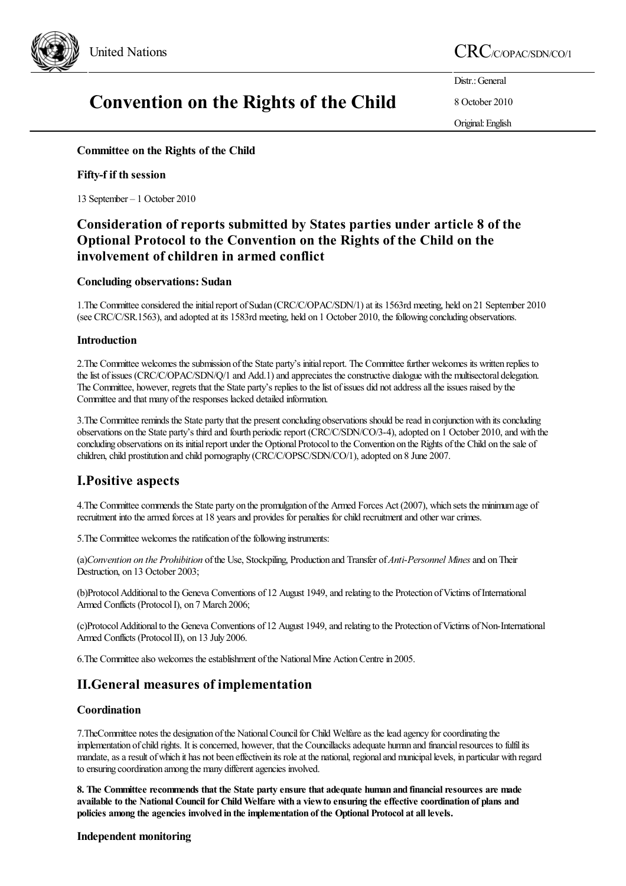United Nations

CRC/C/OPAC/SDN/CO/1

# Convention on the Rights of the Child

Distr.: General

8 October 2010

Original: English

**Committee on the Rights of the Child**

**Fifty-fifth session**

13 September – 1 October 2010

## Consideration of reports submitted by States parties under article 8 of the Optional Protocol to the Convention on the Rights of the Child on the involvement of children in armed conflict

### Concluding observations: Sudan

1.The Committee considered the initial report of Sudan (CRC/C/OPAC/SDN/1) at its 1563rd meeting, held on 21 September 2010 (see CRC/C/SR.1563), and adopted at its 1583rd meeting, held on 1 October 2010, the following concluding observations.

### Introduction

2.The Committee welcomes the submission of the State party's initial report. The Committee further welcomes its written replies to the list of issues (CRC/C/OPAC/SDN/Q/1 and Add.1) and appreciates the constructive dialogue with the multisectoral delegation. The Committee, however, regrets that the State party's replies to the list of issues did not address all the issues raised by the Committee and that many of the responses lacked detailed information.

3.The Committee reminds the State party that the present concluding observations should be read in conjunction with its concluding observations on the State party's third and fourth periodic report (CRC/C/SDN/CO/3-4), adopted on 1 October 2010, and with the concluding observations on its initial report under the Optional Protocol to the Convention on the Rights of the Child on the sale of children, child prostitution and child pornography (CRC/C/OPSC/SDN/CO/1), adopted on 8 June 2007.

## I.Positive aspects

4.The Committee commends the State party on the promulgation of the Armed Forces Act (2007), which sets the minimum age of recruitment into the armed forces at 18 years and provides for penalties for child recruitment and other war crimes.

5.The Committee welcomes the ratification of the following instruments:

(a)*Convention on the Prohibition* of the Use, Stockpiling, Production and Transfer of *Anti-Personnel Mines* and on Their Destruction, on 13 October 2003;

(b)Protocol Additional to the Geneva Conventions of 12 August 1949, and relating to the Protection of Victims of International Armed Conflicts (Protocol I), on 7 March 2006;

(c)Protocol Additional to the Geneva Conventions of 12 August 1949, and relating to the Protection of Victims of Non-International Armed Conflicts (Protocol II), on 13 July 2006.

6.The Committee also welcomes the establishment of the National Mine Action Centre in 2005.

## II.General measures of implementation

### Coordination

7.The Committee notes the designation of the National Council for Child Welfare as the lead agency for coordinating the implementation of child rights. It is concerned, however, that the Council lacks adequate human and financial resources to fulfil its mandate, as a result of which it has not been effective in its role at the national, regional and municipal levels, in particular with regard to ensuring coordination among the many different agencies involved.

**8. The Committee recommends that the State party ensure that adequate human and financial resources are made available to the National Council for Child Welfare with a view to ensuring the effective coordination of plans and policies among the agencies involved in the implementation of the Optional Protocol at all levels.**

### Independent monitoring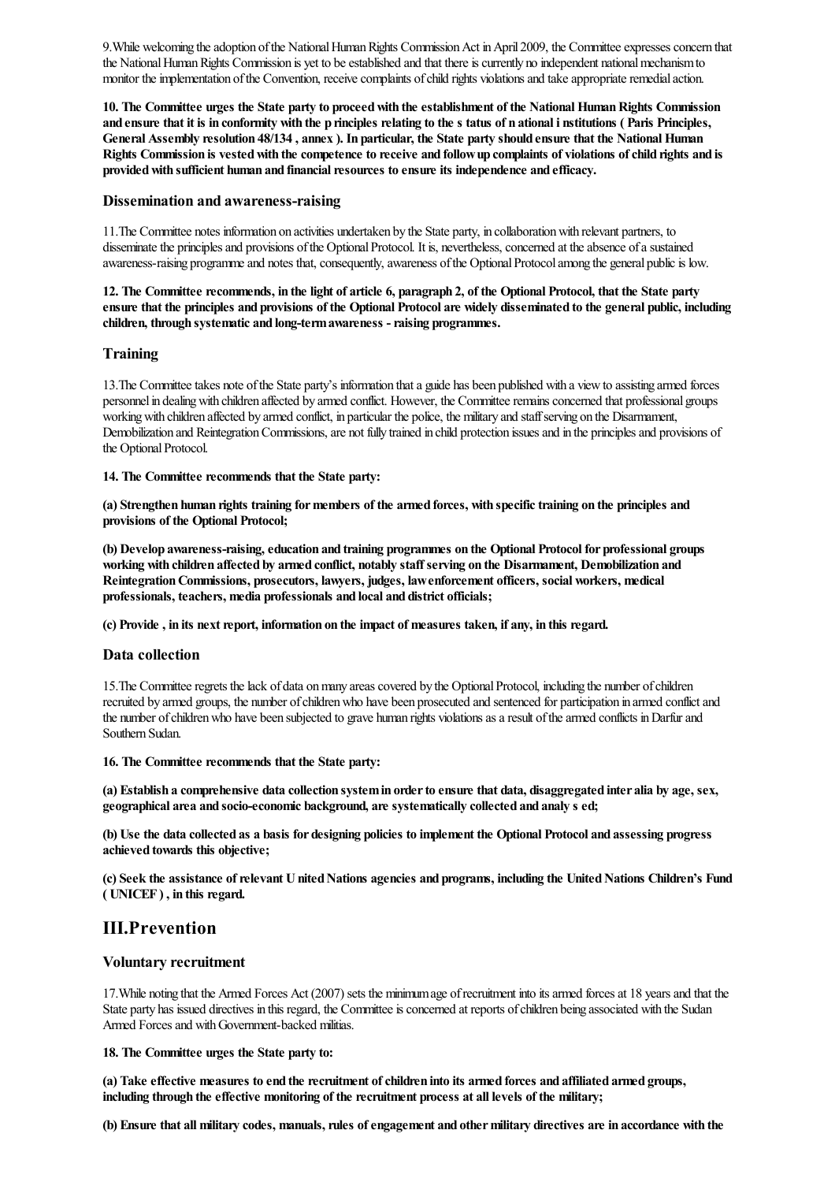9.While welcoming the adoption of the National Human Rights Commission Act in April 2009, the Committee expresses concern that the National Human Rights Commission is yet to be established and that there is currently no independent national mechanism to monitor the implementation of the Convention, receive complaints of child rights violations and take appropriate remedial action.

**10. The Committee urges the State party to proceed with the establishment of the National Human Rights Commission and ensure that it is in conformity with the p rinciples relating to the s tatus of n ational i nstitutions ( Paris Principles, General Assembly resolution 48/134 , annex ). In particular, the State party should ensure that the National Human Rights Commission is vested with the competence to receive and follow up complaints of violations of child rights and is provided with sufficient human and financial resources to ensure its independence and efficacy.**

### Dissemination and awareness-raising

11.The Committee notes information on activities undertaken by the State party, in collaboration with relevant partners, to disseminate the principles and provisions of the Optional Protocol. It is, nevertheless, concerned at the absence of a sustained awareness-raising programme and notes that, consequently, awareness of the Optional Protocol among the general public is low.

**12. The Committee recommends, in the light of article 6, paragraph 2, of the Optional Protocol, that the State party ensure that the principles and provisions of the Optional Protocol are widely disseminated to the general public, including children, through systematic and long-term awareness - raising programmes.**

### Training

13.The Committee takes note of the State party's information that a guide has been published with a view to assisting armed forces personnel in dealing with children affected by armed conflict. However, the Committee remains concerned that professional groups working with children affected by armed conflict, in particular the police, the military and staff serving on the Disarmament, Demobilization and Reintegration Commissions, are not fully trained in child protection issues and in the principles and provisions of the Optional Protocol.

**14. The Committee recommends that the State party:**

**(a) Strengthen human rights training for members of the armed forces, with specific training on the principles and provisions of the Optional Protocol;**

**(b) Develop awareness-raising, education and training programmes on the Optional Protocol for professional groups working with children affected by armed conflict, notably staff serving on the Disarmament, Demobilization and Reintegration Commissions, prosecutors, lawyers, judges, law enforcement officers, social workers, medical professionals, teachers, media professionals and local and district officials;**

**(c) Provide , in its next report, information on the impact of measures taken, if any, in this regard.**

### Data collection

15.The Committee regrets the lack of data on many areas covered by the Optional Protocol, including the number of children recruited by armed groups, the number of children who have been prosecuted and sentenced for participation in armed conflict and the number of children who have been subjected to grave human rights violations as a result of the armed conflicts in Darfur and Southern Sudan.

**16. The Committee recommends that the State party:**

**(a) Establish a comprehensive data collection system in order to ensure that data, disaggregated inter alia by age, sex, geographical area and socio-economic background, are systematically collected and analy s ed;**

**(b) Use the data collected as a basis for designing policies to implement the Optional Protocol and assessing progress achieved towards this objective;**

**(c) Seek the assistance of relevant U nited Nations agencies and programs, including the United Nations Children's Fund ( UNICEF ) , in this regard.**

## III.Prevention

### Voluntary recruitment

17.While noting that the Armed Forces Act (2007) sets the minimum age of recruitment into its armed forces at 18 years and that the State party has issued directives in this regard, the Committee is concerned at reports of children being associated with the Sudan Armed Forces and with Government-backed militias.

**18. The Committee urges the State party to:**

**(a) Take effective measures to end the recruitment of children into its armed forces and affiliated armed groups, including through the effective monitoring of the recruitment process at all levels of the military;**

**(b) Ensure that all military codes, manuals, rules of engagement and other military directives are in accordance with the**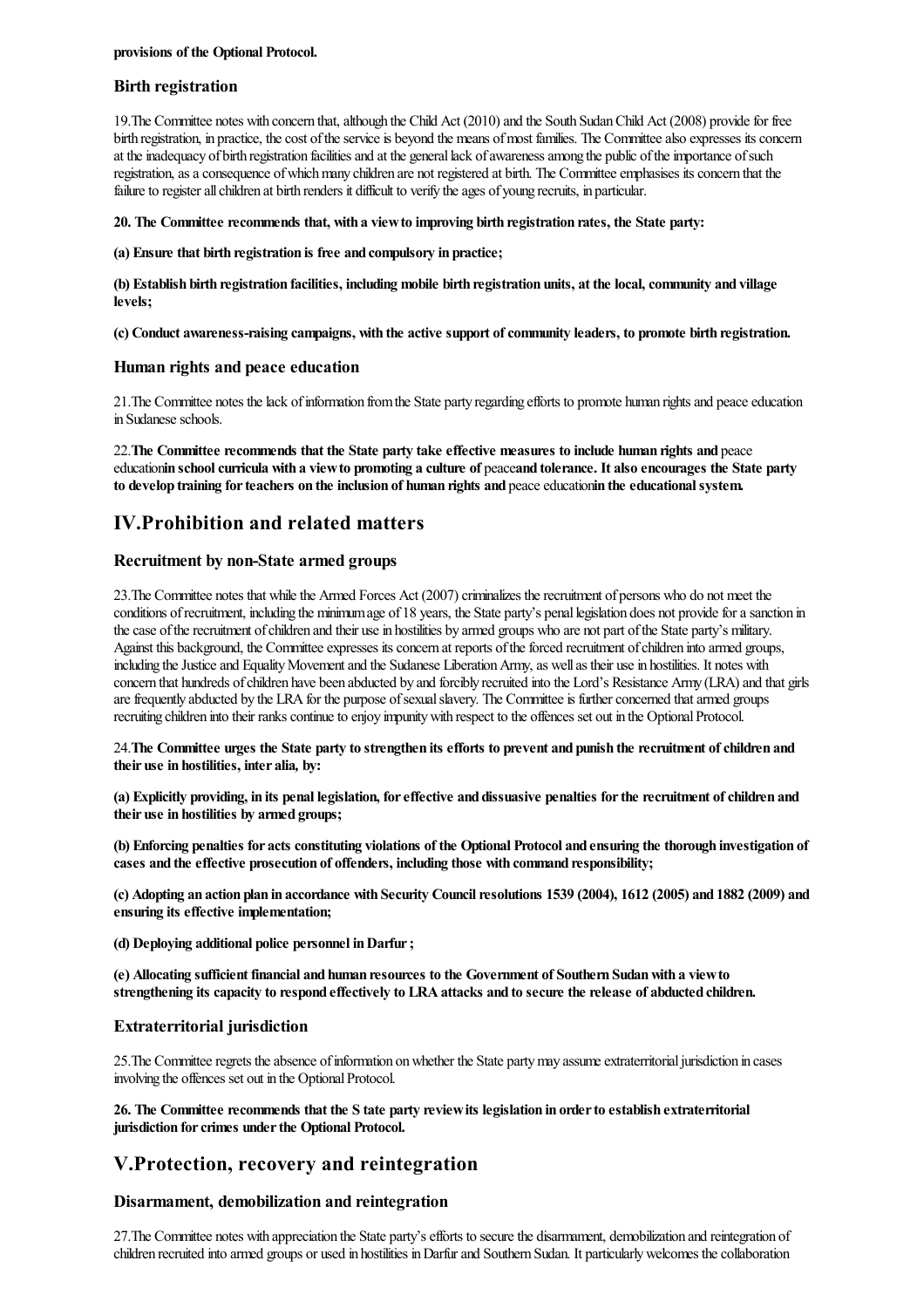**provisions of the Optional Protocol.**

### Birth registration

19.The Committee notes with concern that, although the Child Act (2010) and the South Sudan Child Act (2008) provide for free birth registration, in practice, the cost of the service is beyond the means of most families. The Committee also expresses its concern at the inadequacy of birth registration facilities and at the general lack of awareness among the public of the importance of such registration, as a consequence of which many children are not registered at birth. The Committee emphasises its concern that the failure to register all children at birth renders it difficult to verify the ages of young recruits, in particular.

**20. The Committee recommends that, with a view to improving birth registration rates, the State party:**

**(a) Ensure that birth registration is free and compulsory in practice;**

**(b) Establish birth registration facilities, including mobile birth registration units, at the local, community and village levels;**

**(c) Conduct awareness-raising campaigns, with the active support of community leaders, to promote birth registration.**

### Human rights and peace education

21.The Committee notes the lack of information from the State party regarding efforts to promote human rights and peace education in Sudanese schools.

22.**The Committee recommends that the State party take effective measures to include human rights and** peace education**in school curricula with a view to promoting a culture of** peace**and tolerance. It also encourages the State party to develop training for teachers on the inclusion of human rights and** peace education**in the educational system.**

## IV.Prohibition and related matters

### Recruitment by non-State armed groups

23.The Committee notes that while the Armed Forces Act (2007) criminalizes the recruitment of persons who do not meet the conditions of recruitment, including the minimum age of 18 years, the State party's penal legislation does not provide for a sanction in the case of the recruitment of children and their use in hostilities by armed groups who are not part of the State party's military. Against this background, the Committee expresses its concern at reports of the forced recruitment of children into armed groups, including the Justice and Equality Movement and the Sudanese Liberation Army, as well as their use in hostilities. It notes with concern that hundreds of children have been abducted by and forcibly recruited into the Lord's Resistance Army (LRA) and that girls are frequently abducted by the LRA for the purpose of sexual slavery. The Committee is further concerned that armed groups recruiting children into their ranks continue to enjoy impunity with respect to the offences set out in the Optional Protocol.

24.**The Committee urges the State party to strengthen its efforts to prevent and punish the recruitment of children and their use in hostilities, inter alia, by:**

**(a) Explicitly providing, in its penal legislation, for effective and dissuasive penalties for the recruitment of children and their use in hostilities by armed groups;**

**(b) Enforcing penalties for acts constituting violations of the Optional Protocol and ensuring the thorough investigation of cases and the effective prosecution of offenders, including those with command responsibility;**

**(c) Adopting an action plan in accordance with Security Council resolutions 1539 (2004), 1612 (2005) and 1882 (2009) and ensuring its effective implementation;**

**(d) Deploying additional police personnel in Darfur ;**

**(e) Allocating sufficient financial and human resources to the Government of Southern Sudan with a view to strengthening its capacity to respond effectively to LRA attacks and to secure the release of abducted children.**

### Extraterritorial jurisdiction

25.The Committee regrets the absence of information on whether the State party may assume extraterritorial jurisdiction in cases involving the offences set out in the Optional Protocol.

**26. The Committee recommends that the S tate party review its legislation in order to establish extraterritorial jurisdiction for crimes under the Optional Protocol.**

## V.Protection, recovery and reintegration

### Disarmament, demobilization and reintegration

27.The Committee notes with appreciation the State party's efforts to secure the disarmament, demobilization and reintegration of children recruited into armed groups or used in hostilities in Darfur and Southern Sudan. It particularly welcomes the collaboration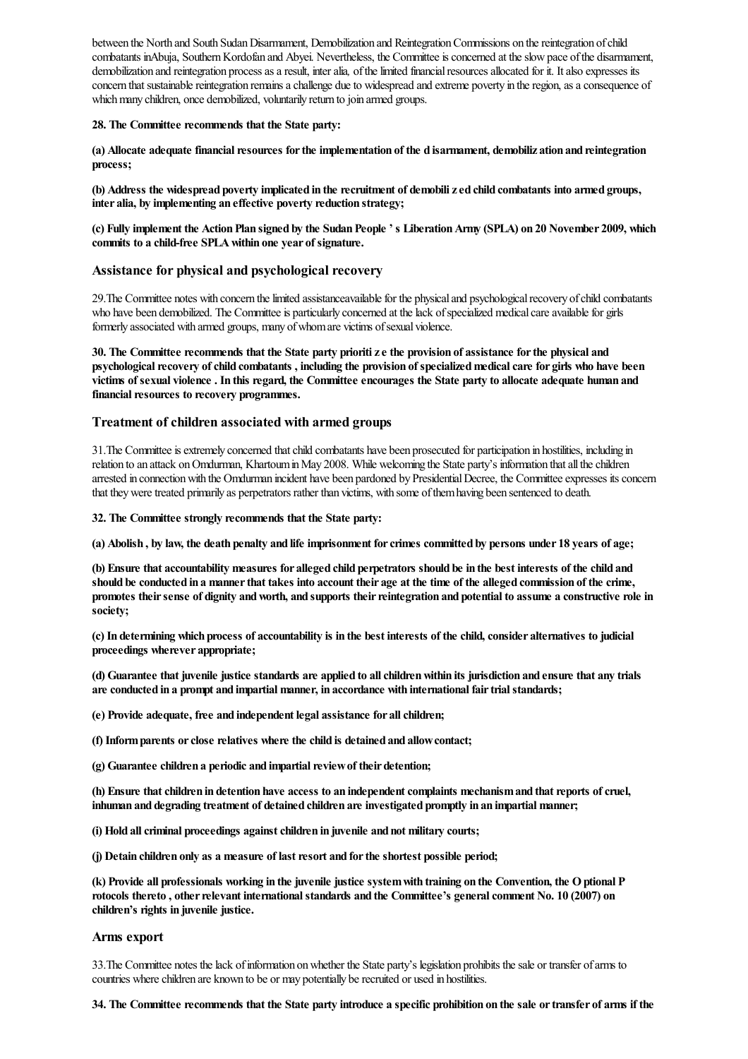between the North and South Sudan Disarmament, Demobilization and Reintegration Commissions on the reintegration of child combatants in Abuja, Southern Kordofan and Abyei. Nevertheless, the Committee is concerned at the slow pace of the disarmament, demobilization and reintegration process as a result, inter alia, of the limited financial resources allocated for it. It also expresses its concern that sustainable reintegration remains a challenge due to widespread and extreme poverty in the region, as a consequence of which many children, once demobilized, voluntarily return to join armed groups.

**28. The Committee recommends that the State party:**

**(a) Allocate adequate financial resources for the implementation of the d isarmament, demobiliz ation and reintegration process;**

**(b) Address the widespread poverty implicated in the recruitment of demobili z ed child combatants into armed groups, inter alia, by implementing an effective poverty reduction strategy;**

**(c) Fully implement the Action Plan signed by the Sudan People ' s Liberation Army (SPLA) on 20 November 2009, which commits to a child-free SPLA within one year of signature.**

### Assistance for physical and psychological recovery

29.The Committee notes with concern the limited assistance available for the physical and psychological recovery of child combatants who have been demobilized. The Committee is particularly concerned at the lack of specialized medical care available for girls formerly associated with armed groups, many of whom are victims of sexual violence.

**30. The Committee recommends that the State party prioriti z e the provision of assistance for the physical and psychological recovery of child combatants , including the provision of specialized medical care for girls who have been victims of sexual violence . In this regard, the Committee encourages the State party to allocate adequate human and financial resources to recovery programmes.**

### Treatment of children associated with armed groups

31.The Committee is extremely concerned that child combatants have been prosecuted for participation in hostilities, including in relation to an attack on Omdurman, Khartoum in May 2008. While welcoming the State party's information that all the children arrested in connection with the Omdurman incident have been pardoned by Presidential Decree, the Committee expresses its concern that they were treated primarily as perpetrators rather than victims, with some of them having been sentenced to death.

**32. The Committee strongly recommends that the State party:**

**(a) Abolish , by law, the death penalty and life imprisonment for crimes committed by persons under 18 years of age;**

**(b) Ensure that accountability measures for alleged child perpetrators should be in the best interests of the child and should be conducted in a manner that takes into account their age at the time of the alleged commission of the crime, promotes their sense of dignity and worth, and supports their reintegration and potential to assume a constructive role in society;**

**(c) In determining which process of accountability is in the best interests of the child, consider alternatives to judicial proceedings wherever appropriate;**

**(d) Guarantee that juvenile justice standards are applied to all children within its jurisdiction and ensure that any trials are conducted in a prompt and impartial manner, in accordance with international fair trial standards;**

**(e) Provide adequate, free and independent legal assistance for all children;**

**(f) Inform parents or close relatives where the child is detained and allow contact;**

**(g) Guarantee children a periodic and impartial review of their detention;**

**(h) Ensure that children in detention have access to an independent complaints mechanism and that reports of cruel, inhuman and degrading treatment of detained children are investigated promptly in an impartial manner;**

**(i) Hold all criminal proceedings against children in juvenile and not military courts;**

**(j) Detain children only as a measure of last resort and for the shortest possible period;**

**(k) Provide all professionals working in the juvenile justice system with training on the Convention, the O ptional P rotocols thereto , other relevant international standards and the Committee's general comment No. 10 (2007) on children's rights in juvenile justice.**

### Arms export

33.The Committee notes the lack of information on whether the State party's legislation prohibits the sale or transfer of arms to countries where children are known to be or may potentially be recruited or used in hostilities.

**34. The Committee recommends that the State party introduce a specific prohibition on the sale or transfer of arms if the**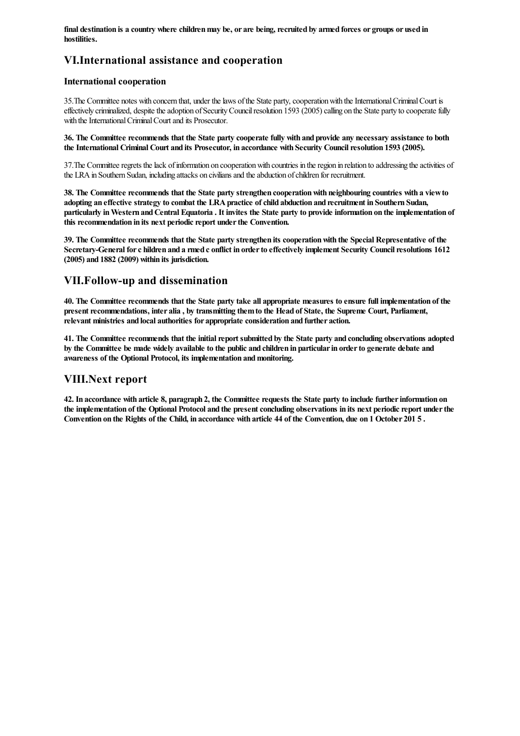**final destination is a country where children may be, or are being, recruited by armed forces or groups or used in hostilities.**

## VI.International assistance and cooperation

### International cooperation

35.The Committee notes with concern that, under the laws of the State party, cooperation with the International Criminal Court is effectively criminalized, despite the adoption of Security Council resolution 1593 (2005) calling on the State party to cooperate fully with the International Criminal Court and its Prosecutor.

**36. The Committee recommends that the State party cooperate fully with and provide any necessary assistance to both the International Criminal Court and its Prosecutor, in accordance with Security Council resolution 1593 (2005).**

37.The Committee regrets the lack of information on cooperation with countries in the region in relation to addressing the activities of the LRA in Southern Sudan, including attacks on civilians and the abduction of children for recruitment.

**38. The Committee recommends that the State party strengthen cooperation with neighbouring countries with a view to adopting an effective strategy to combat the LRA practice of child abduction and recruitment in Southern Sudan, particularly in Western and Central Equatoria . It invites the State party to provide information on the implementation of this recommendation in its next periodic report under the Convention.**

**39. The Committee recommends that the State party strengthen its cooperation with the Special Representative of the Secretary-General for c hildren and a rmed c onflict in order to effectively implement Security Council resolutions 1612 (2005) and 1882 (2009) within its jurisdiction.**

## VII.Follow-up and dissemination

**40. The Committee recommends that the State party take all appropriate measures to ensure full implementation of the present recommendations, inter alia , by transmitting them to the Head of State, the Supreme Court, Parliament, relevant ministries and local authorities for appropriate consideration and further action.**

**41. The Committee recommends that the initial report submitted by the State party and concluding observations adopted by the Committee be made widely available to the public and children in particular in order to generate debate and awareness of the Optional Protocol, its implementation and monitoring.**

## VIII.Next report

**42. In accordance with article 8, paragraph 2, the Committee requests the State party to include further information on the implementation of the Optional Protocol and the present concluding observations in its next periodic report under the Convention on the Rights of the Child, in accordance with article 44 of the Convention, due on 1 October 201 5 .**